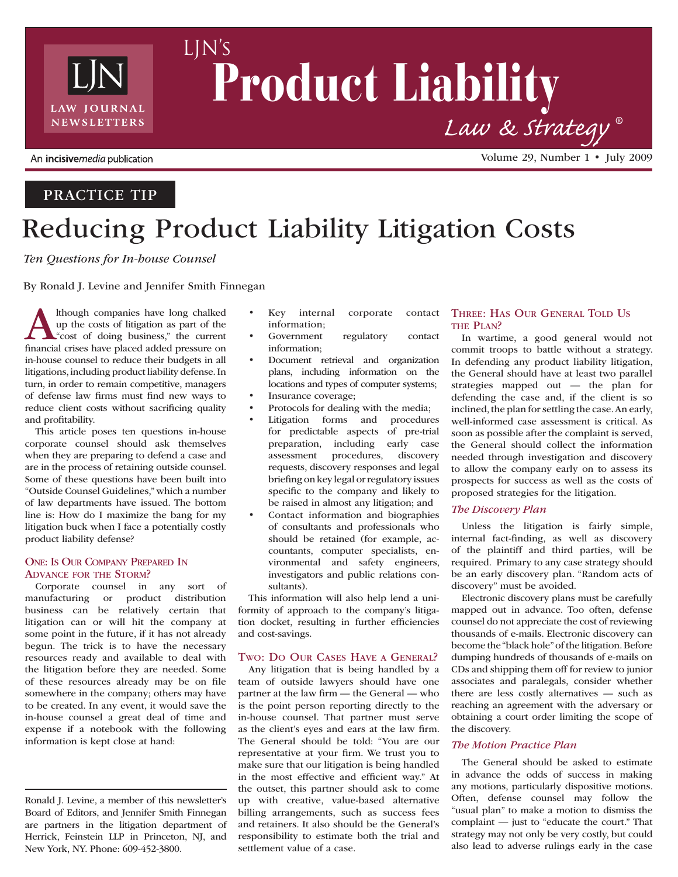# Reducing Product Liability Litigation Costs

*Ten Questions for In-house Counsel*

By Ronald J. Levine and Jennifer Smith Finnegan

Although companies have long chalked up the costs of litigation as part of the "cost of doing business," the current financial crises have placed added pressure on in-house counsel to reduce their budgets in all litigations, including product liability defense. In turn, in order to remain competitive, managers of defense law firms must find new ways to reduce client costs without sacrificing quality and profitability.

This article poses ten questions in-house corporate counsel should ask themselves when they are preparing to defend a case and are in the process of retaining outside counsel. Some of these questions have been built into "Outside Counsel Guidelines," which a number of law departments have issued. The bottom line is: How do I maximize the bang for my litigation buck when I face a potentially costly product liability defense?

### One: Is Our Company Prepared In Advance for the Storm?

Corporate counsel in any sort of manufacturing or product distribution business can be relatively certain that litigation can or will hit the company at some point in the future, if it has not already begun. The trick is to have the necessary resources ready and available to deal with the litigation before they are needed. Some of these resources already may be on file somewhere in the company; others may have to be created. In any event, it would save the in-house counsel a great deal of time and expense if a notebook with the following information is kept close at hand:

- Key internal corporate contact information;
- Government regulatory contact information;
- Document retrieval and organization plans, including information on the locations and types of computer systems;
- Insurance coverage;
- Protocols for dealing with the media;
- Litigation forms and procedures for predictable aspects of pre-trial preparation, including early case assessment procedures, discovery requests, discovery responses and legal briefing on key legal or regulatory issues specific to the company and likely to be raised in almost any litigation; and
- Contact information and biographies of consultants and professionals who should be retained (for example, accountants, computer specialists, environmental and safety engineers, investigators and public relations consultants).

This information will also help lend a uniformity of approach to the company's litigation docket, resulting in further efficiencies and cost-savings.

### Two: Do Our Cases Have a General?

Any litigation that is being handled by a team of outside lawyers should have one partner at the law firm — the General — who is the point person reporting directly to the in-house counsel. That partner must serve as the client's eyes and ears at the law firm. The General should be told: "You are our representative at your firm. We trust you to make sure that our litigation is being handled in the most effective and efficient way." At the outset, this partner should ask to come up with creative, value-based alternative billing arrangements, such as success fees and retainers. It also should be the General's responsibility to estimate both the trial and settlement value of a case.

### Three: Has Our General Told Us the Plan?

In wartime, a good general would not commit troops to battle without a strategy. In defending any product liability litigation, the General should have at least two parallel strategies mapped out — the plan for defending the case and, if the client is so inclined, the plan for settling the case. An early, well-informed case assessment is critical. As soon as possible after the complaint is served, the General should collect the information needed through investigation and discovery to allow the company early on to assess its prospects for success as well as the costs of proposed strategies for the litigation.

#### *The Discovery Plan*

Unless the litigation is fairly simple, internal fact-finding, as well as discovery of the plaintiff and third parties, will be required. Primary to any case strategy should be an early discovery plan. "Random acts of discovery" must be avoided.

Electronic discovery plans must be carefully mapped out in advance. Too often, defense counsel do not appreciate the cost of reviewing thousands of e-mails. Electronic discovery can become the "black hole" of the litigation. Before dumping hundreds of thousands of e-mails on CDs and shipping them off for review to junior associates and paralegals, consider whether there are less costly alternatives — such as reaching an agreement with the adversary or obtaining a court order limiting the scope of the discovery.

#### *The Motion Practice Plan*

The General should be asked to estimate in advance the odds of success in making any motions, particularly dispositive motions. Often, defense counsel may follow the "usual plan" to make a motion to dismiss the complaint — just to "educate the court." That strategy may not only be very costly, but could also lead to adverse rulings early in the case

---

Ronald J. Levine, a member of this newsletter's Board of Editors, and Jennifer Smith Finnegan are partners in the litigation department of Herrick, Feinstein LLP in Princeton, NJ, and New York, NY. Phone: 609-452-3800.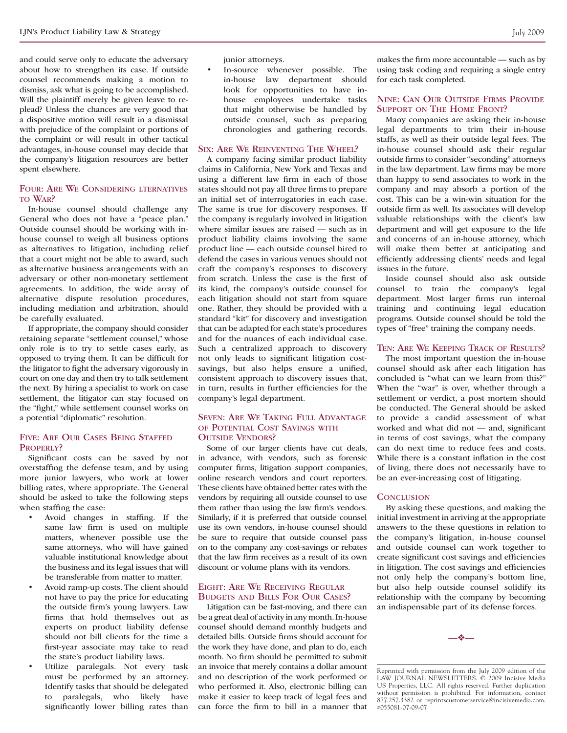and could serve only to educate the adversary about how to strengthen its case. If outside counsel recommends making a motion to dismiss, ask what is going to be accomplished. Will the plaintiff merely be given leave to re-plead? Unless the chances are very good that a dispositive motion will result in a dismissal with prejudice of the complaint or portions of the complaint or will result in other tactical advantages, in-house counsel may decide that the company's litigation resources are better spent elsewhere.

## Four: Are We Considering lternatives to War?

In-house counsel should challenge any General who does not have a "peace plan." Outside counsel should be working with in-house counsel to weigh all business options as alternatives to litigation, including relief that a court might not be able to award, such as alternative business arrangements with an adversary or other non-monetary settlement agreements. In addition, the wide array of alternative dispute resolution procedures, including mediation and arbitration, should be carefully evaluated.

If appropriate, the company should consider retaining separate "settlement counsel," whose only role is to try to settle cases early, as opposed to trying them. It can be difficult for the litigator to fight the adversary vigorously in court on one day and then try to talk settlement the next. By hiring a specialist to work on case settlement, the litigator can stay focused on the "fight," while settlement counsel works on a potential "diplomatic" resolution.

## Five: Are Our Cases Being Staffed Properly?

Significant costs can be saved by not overstaffing the defense team, and by using more junior lawyers, who work at lower billing rates, where appropriate. The General should be asked to take the following steps when staffing the case:

- Avoid changes in staffing. If the same law firm is used on multiple matters, whenever possible use the same attorneys, who will have gained valuable institutional knowledge about the business and its legal issues that will be transferable from matter to matter.
- Avoid ramp-up costs. The client should not have to pay the price for educating the outside firm's young lawyers. Law firms that hold themselves out as experts on product liability defense should not bill clients for the time a first-year associate may take to read the state's product liability laws.
- Utilize paralegals. Not every task must be performed by an attorney. Identify tasks that should be delegated to paralegals, who likely have significantly lower billing rates than junior attorneys.
- In-source whenever possible. The in-house law department should look for opportunities to have in-house employees undertake tasks that might otherwise be handled by outside counsel, such as preparing chronologies and gathering records.

## Six: Are We Reinventing The Wheel?

A company facing similar product liability claims in California, New York and Texas and using a different law firm in each of those states should not pay all three firms to prepare an initial set of interrogatories in each case. The same is true for discovery responses. If the company is regularly involved in litigation where similar issues are raised — such as in product liability claims involving the same product line — each outside counsel hired to defend the cases in various venues should not craft the company's responses to discovery from scratch. Unless the case is the first of its kind, the company's outside counsel for each litigation should not start from square one. Rather, they should be provided with a standard "kit" for discovery and investigation that can be adapted for each state's procedures and for the nuances of each individual case. Such a centralized approach to discovery not only leads to significant litigation cost-savings, but also helps ensure a unified, consistent approach to discovery issues that, in turn, results in further efficiencies for the company's legal department.

## Seven: Are We Taking Full Advantage of Potential Cost Savings with Outside Vendors?

Some of our larger clients have cut deals, in advance, with vendors, such as forensic computer firms, litigation support companies, online research vendors and court reporters. These clients have obtained better rates with the vendors by requiring all outside counsel to use them rather than using the law firm's vendors. Similarly, if it is preferred that outside counsel use its own vendors, in-house counsel should be sure to require that outside counsel pass on to the company any cost-savings or rebates that the law firm receives as a result of its own discount or volume plans with its vendors.

## Eight: Are We Receiving Regular Budgets and Bills For Our Cases?

Litigation can be fast-moving, and there can be a great deal of activity in any month. In-house counsel should demand monthly budgets and detailed bills. Outside firms should account for the work they have done, and plan to do, each month. No firm should be permitted to submit an invoice that merely contains a dollar amount and no description of the work performed or who performed it. Also, electronic billing can make it easier to keep track of legal fees and can force the firm to bill in a manner that makes the firm more accountable — such as by using task coding and requiring a single entry for each task completed.

## Nine: Can Our Outside Firms Provide Support on The Home Front?

Many companies are asking their in-house legal departments to trim their in-house staffs, as well as their outside legal fees. The in-house counsel should ask their regular outside firms to consider "seconding" attorneys in the law department. Law firms may be more than happy to send associates to work in the company and may absorb a portion of the cost. This can be a win-win situation for the outside firm as well. Its associates will develop valuable relationships with the client's law department and will get exposure to the life and concerns of an in-house attorney, which will make them better at anticipating and efficiently addressing clients' needs and legal issues in the future.

Inside counsel should also ask outside counsel to train the company's legal department. Most larger firms run internal training and continuing legal education programs. Outside counsel should be told the types of "free" training the company needs.

## Ten: Are We Keeping Track of Results?

The most important question the in-house counsel should ask after each litigation has concluded is "what can we learn from this?" When the "war" is over, whether through a settlement or verdict, a post mortem should be conducted. The General should be asked to provide a candid assessment of what worked and what did not — and, significant in terms of cost savings, what the company can do next time to reduce fees and costs. While there is a constant inflation in the cost of living, there does not necessarily have to be an ever-increasing cost of litigating.

## Conclusion

By asking these questions, and making the initial investment in arriving at the appropriate answers to the these questions in relation to the company's litigation, in-house counsel and outside counsel can work together to create significant cost savings and efficiencies in litigation. The cost savings and efficiencies not only help the company's bottom line, but also help outside counsel solidify its relationship with the company by becoming an indispensable part of its defense forces.

—❖—

Reprinted with permission from the July 2009 edition of the LAW JOURNAL NEWSLETTERS. © 2009 Incisive Media US Properties, LLC. All rights reserved. Further duplication without permission is prohibited. For information, contact 877.257.3382 or reprintscustomerservice@incisivemedia.com. #055081-07-09-07